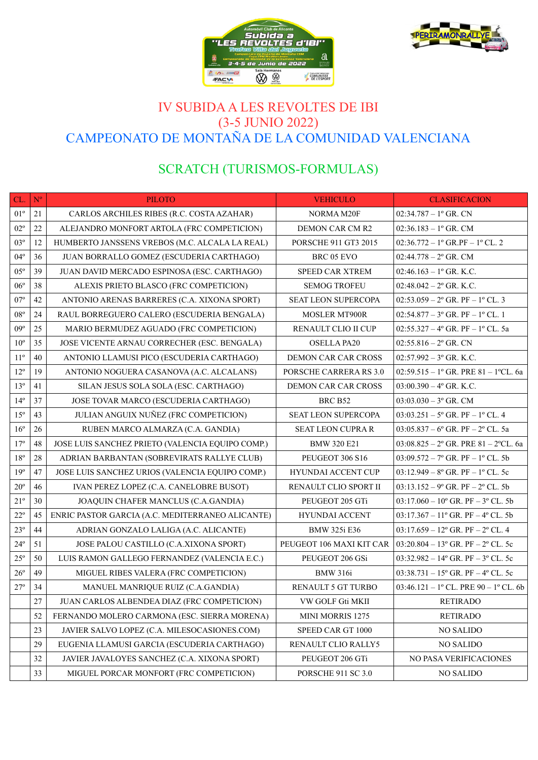# IV SUBIDA A LES REVOLTES DE IBI
# (3-5 JUNIO 2022)
# CAMPEONATO DE MONTAÑA DE LA COMUNIDAD VALENCIANA

## SCRATCH (TURISMOS-FORMULAS)

| CL. | Nº | PILOTO | VEHICULO | CLASIFICACION |
|---|---|---|---|---|
| 01º | 21 | CARLOS ARCHILES RIBES (R.C. COSTA AZAHAR) | NORMA M20F | 02:34.787 – 1º GR. CN |
| 02º | 22 | ALEJANDRO MONFORT ARTOLA (FRC COMPETICION) | DEMON CAR CM R2 | 02:36.183 – 1º GR. CM |
| 03º | 12 | HUMBERTO JANSSENS VREBOS (M.C. ALCALA LA REAL) | PORSCHE 911 GT3 2015 | 02:36.772 – 1º GR.PF – 1º CL. 2 |
| 04º | 36 | JUAN BORRALLO GOMEZ (ESCUDERIA CARTHAGO) | BRC 05 EVO | 02:44.778 – 2º GR. CM |
| 05º | 39 | JUAN DAVID MERCADO ESPINOSA (ESC. CARTHAGO) | SPEED CAR XTREM | 02:46.163 – 1º GR. K.C. |
| 06º | 38 | ALEXIS PRIETO BLASCO (FRC COMPETICION) | SEMOG TROFEU | 02:48.042 – 2º GR. K.C. |
| 07º | 42 | ANTONIO ARENAS BARRERES (C.A. XIXONA SPORT) | SEAT LEON SUPERCOPA | 02:53.059 – 2º GR. PF – 1º CL. 3 |
| 08º | 24 | RAUL BORREGUERO CALERO (ESCUDERIA BENGALA) | MOSLER MT900R | 02:54.877 – 3º GR. PF – 1º CL. 1 |
| 09º | 25 | MARIO BERMUDEZ AGUADO (FRC COMPETICION) | RENAULT CLIO II CUP | 02:55.327 – 4º GR. PF – 1º CL. 5a |
| 10º | 35 | JOSE VICENTE ARNAU CORRECHER (ESC. BENGALA) | OSELLA PA20 | 02:55.816 – 2º GR. CN |
| 11º | 40 | ANTONIO LLAMUSI PICO (ESCUDERIA CARTHAGO) | DEMON CAR CAR CROSS | 02:57.992 – 3º GR. K.C. |
| 12º | 19 | ANTONIO NOGUERA CASANOVA (A.C. ALCALANS) | PORSCHE CARRERA RS 3.0 | 02:59.515 – 1º GR. PRE 81 – 1ºCL. 6a |
| 13º | 41 | SILAN JESUS SOLA SOLA (ESC. CARTHAGO) | DEMON CAR CAR CROSS | 03:00.390 – 4º GR. K.C. |
| 14º | 37 | JOSE TOVAR MARCO (ESCUDERIA CARTHAGO) | BRC B52 | 03:03.030 – 3º GR. CM |
| 15º | 43 | JULIAN ANGUIX NUÑEZ (FRC COMPETICION) | SEAT LEON SUPERCOPA | 03:03.251 – 5º GR. PF – 1º CL. 4 |
| 16º | 26 | RUBEN MARCO ALMARZA (C.A. GANDIA) | SEAT LEON CUPRA R | 03:05.837 – 6º GR. PF – 2º CL. 5a |
| 17º | 48 | JOSE LUIS SANCHEZ PRIETO (VALENCIA EQUIPO COMP.) | BMW 320 E21 | 03:08.825 – 2º GR. PRE 81 – 2ºCL. 6a |
| 18º | 28 | ADRIAN BARBANTAN (SOBREVIRATS RALLYE CLUB) | PEUGEOT 306 S16 | 03:09.572 – 7º GR. PF – 1º CL. 5b |
| 19º | 47 | JOSE LUIS SANCHEZ URIOS (VALENCIA EQUIPO COMP.) | HYUNDAI ACCENT CUP | 03:12.949 – 8º GR. PF – 1º CL. 5c |
| 20º | 46 | IVAN PEREZ LOPEZ (C.A. CANELOBRE BUSOT) | RENAULT CLIO SPORT II | 03:13.152 – 9º GR. PF – 2º CL. 5b |
| 21º | 30 | JOAQUIN CHAFER MANCLUS (C.A.GANDIA) | PEUGEOT 205 GTi | 03:17.060 – 10º GR. PF – 3º CL. 5b |
| 22º | 45 | ENRIC PASTOR GARCIA (A.C. MEDITERRANEO ALICANTE) | HYUNDAI ACCENT | 03:17.367 – 11º GR. PF – 4º CL. 5b |
| 23º | 44 | ADRIAN GONZALO LALIGA (A.C. ALICANTE) | BMW 325i E36 | 03:17.659 – 12º GR. PF – 2º CL. 4 |
| 24º | 51 | JOSE PALOU CASTILLO (C.A.XIXONA SPORT) | PEUGEOT 106 MAXI KIT CAR | 03:20.804 – 13º GR. PF – 2º CL. 5c |
| 25º | 50 | LUIS RAMON GALLEGO FERNANDEZ (VALENCIA E.C.) | PEUGEOT 206 GSi | 03:32.982 – 14º GR. PF – 3º CL. 5c |
| 26º | 49 | MIGUEL RIBES VALERA (FRC COMPETICION) | BMW 316i | 03:38.731 – 15º GR. PF – 4º CL. 5c |
| 27º | 34 | MANUEL MANRIQUE RUIZ (C.A.GANDIA) | RENAULT 5 GT TURBO | 03:46.121 – 1º CL. PRE 90 – 1º CL. 6b |
| | 27 | JUAN CARLOS ALBENDEA DIAZ (FRC COMPETICION) | VW GOLF Gti MKII | RETIRADO |
| | 52 | FERNANDO MOLERO CARMONA (ESC. SIERRA MORENA) | MINI MORRIS 1275 | RETIRADO |
| | 23 | JAVIER SALVO LOPEZ (C.A. MILESOCASIONES.COM) | SPEED CAR GT 1000 | NO SALIDO |
| | 29 | EUGENIA LLAMUSI GARCIA (ESCUDERIA CARTHAGO) | RENAULT CLIO RALLY5 | NO SALIDO |
| | 32 | JAVIER JAVALOYES SANCHEZ (C.A. XIXONA SPORT) | PEUGEOT 206 GTi | NO PASA VERIFICACIONES |
| | 33 | MIGUEL PORCAR MONFORT (FRC COMPETICION) | PORSCHE 911 SC 3.0 | NO SALIDO |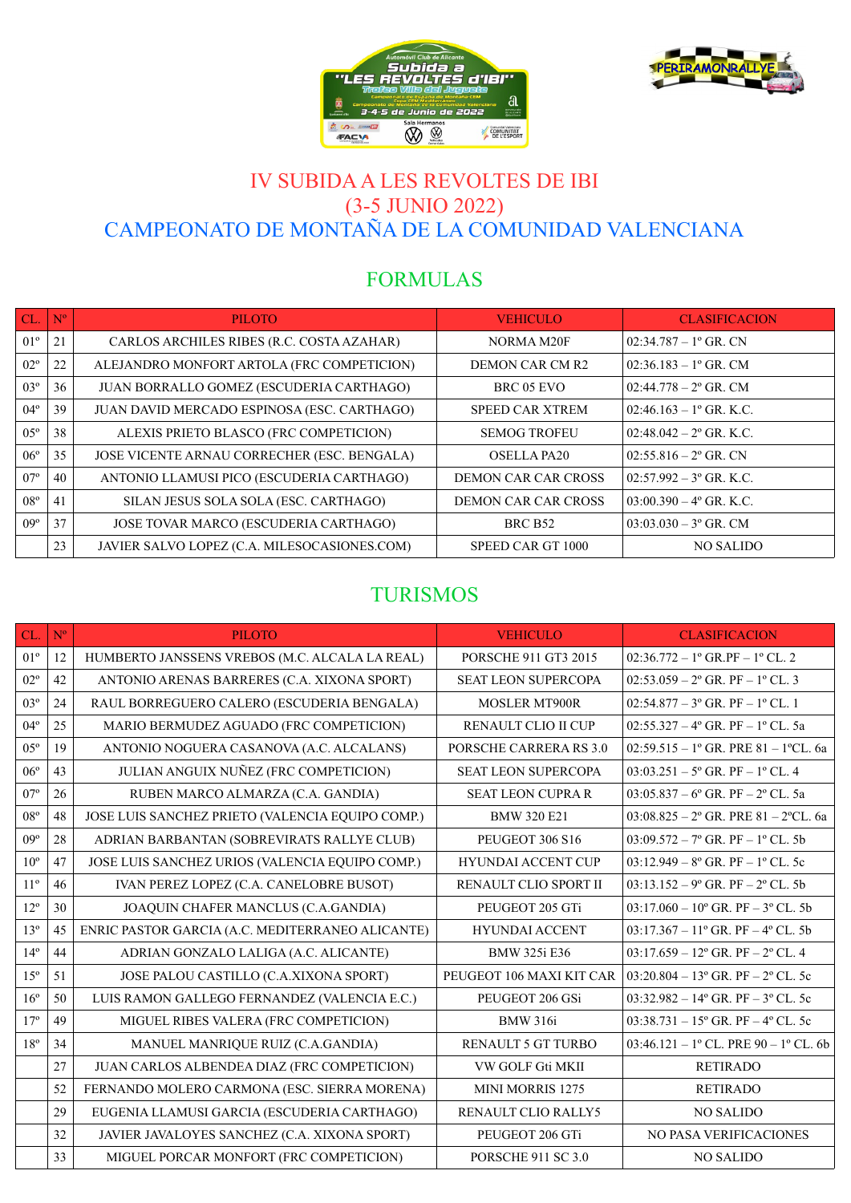# IV SUBIDA A LES REVOLTES DE IBI
# (3-5 JUNIO 2022)
# CAMPEONATO DE MONTAÑA DE LA COMUNIDAD VALENCIANA

## FORMULAS

| CL. | Nº | PILOTO | VEHICULO | CLASIFICACION |
|---|---|---|---|---|
| 01º | 21 | CARLOS ARCHILES RIBES (R.C. COSTA AZAHAR) | NORMA M20F | 02:34.787 – 1º GR. CN |
| 02º | 22 | ALEJANDRO MONFORT ARTOLA (FRC COMPETICION) | DEMON CAR CM R2 | 02:36.183 – 1º GR. CM |
| 03º | 36 | JUAN BORRALLO GOMEZ (ESCUDERIA CARTHAGO) | BRC 05 EVO | 02:44.778 – 2º GR. CM |
| 04º | 39 | JUAN DAVID MERCADO ESPINOSA (ESC. CARTHAGO) | SPEED CAR XTREM | 02:46.163 – 1º GR. K.C. |
| 05º | 38 | ALEXIS PRIETO BLASCO (FRC COMPETICION) | SEMOG TROFEU | 02:48.042 – 2º GR. K.C. |
| 06º | 35 | JOSE VICENTE ARNAU CORRECHER (ESC. BENGALA) | OSELLA PA20 | 02:55.816 – 2º GR. CN |
| 07º | 40 | ANTONIO LLAMUSI PICO (ESCUDERIA CARTHAGO) | DEMON CAR CAR CROSS | 02:57.992 – 3º GR. K.C. |
| 08º | 41 | SILAN JESUS SOLA SOLA (ESC. CARTHAGO) | DEMON CAR CAR CROSS | 03:00.390 – 4º GR. K.C. |
| 09º | 37 | JOSE TOVAR MARCO (ESCUDERIA CARTHAGO) | BRC B52 | 03:03.030 – 3º GR. CM |
| | 23 | JAVIER SALVO LOPEZ (C.A. MILESOCASIONES.COM) | SPEED CAR GT 1000 | NO SALIDO |

## TURISMOS

| CL. | Nº | PILOTO | VEHICULO | CLASIFICACION |
|---|---|---|---|---|
| 01º | 12 | HUMBERTO JANSSENS VREBOS (M.C. ALCALA LA REAL) | PORSCHE 911 GT3 2015 | 02:36.772 – 1º GR.PF – 1º CL. 2 |
| 02º | 42 | ANTONIO ARENAS BARRERES (C.A. XIXONA SPORT) | SEAT LEON SUPERCOPA | 02:53.059 – 2º GR. PF – 1º CL. 3 |
| 03º | 24 | RAUL BORREGUERO CALERO (ESCUDERIA BENGALA) | MOSLER MT900R | 02:54.877 – 3º GR. PF – 1º CL. 1 |
| 04º | 25 | MARIO BERMUDEZ AGUADO (FRC COMPETICION) | RENAULT CLIO II CUP | 02:55.327 – 4º GR. PF – 1º CL. 5a |
| 05º | 19 | ANTONIO NOGUERA CASANOVA (A.C. ALCALANS) | PORSCHE CARRERA RS 3.0 | 02:59.515 – 1º GR. PRE 81 – 1ºCL. 6a |
| 06º | 43 | JULIAN ANGUIX NUÑEZ (FRC COMPETICION) | SEAT LEON SUPERCOPA | 03:03.251 – 5º GR. PF – 1º CL. 4 |
| 07º | 26 | RUBEN MARCO ALMARZA (C.A. GANDIA) | SEAT LEON CUPRA R | 03:05.837 – 6º GR. PF – 2º CL. 5a |
| 08º | 48 | JOSE LUIS SANCHEZ PRIETO (VALENCIA EQUIPO COMP.) | BMW 320 E21 | 03:08.825 – 2º GR. PRE 81 – 2ºCL. 6a |
| 09º | 28 | ADRIAN BARBANTAN (SOBREVIRATS RALLYE CLUB) | PEUGEOT 306 S16 | 03:09.572 – 7º GR. PF – 1º CL. 5b |
| 10º | 47 | JOSE LUIS SANCHEZ URIOS (VALENCIA EQUIPO COMP.) | HYUNDAI ACCENT CUP | 03:12.949 – 8º GR. PF – 1º CL. 5c |
| 11º | 46 | IVAN PEREZ LOPEZ (C.A. CANELOBRE BUSOT) | RENAULT CLIO SPORT II | 03:13.152 – 9º GR. PF – 2º CL. 5b |
| 12º | 30 | JOAQUIN CHAFER MANCLUS (C.A.GANDIA) | PEUGEOT 205 GTi | 03:17.060 – 10º GR. PF – 3º CL. 5b |
| 13º | 45 | ENRIC PASTOR GARCIA (A.C. MEDITERRANEO ALICANTE) | HYUNDAI ACCENT | 03:17.367 – 11º GR. PF – 4º CL. 5b |
| 14º | 44 | ADRIAN GONZALO LALIGA (A.C. ALICANTE) | BMW 325i E36 | 03:17.659 – 12º GR. PF – 2º CL. 4 |
| 15º | 51 | JOSE PALOU CASTILLO (C.A.XIXONA SPORT) | PEUGEOT 106 MAXI KIT CAR | 03:20.804 – 13º GR. PF – 2º CL. 5c |
| 16º | 50 | LUIS RAMON GALLEGO FERNANDEZ (VALENCIA E.C.) | PEUGEOT 206 GSi | 03:32.982 – 14º GR. PF – 3º CL. 5c |
| 17º | 49 | MIGUEL RIBES VALERA (FRC COMPETICION) | BMW 316i | 03:38.731 – 15º GR. PF – 4º CL. 5c |
| 18º | 34 | MANUEL MANRIQUE RUIZ (C.A.GANDIA) | RENAULT 5 GT TURBO | 03:46.121 – 1º CL. PRE 90 – 1º CL. 6b |
| | 27 | JUAN CARLOS ALBENDEA DIAZ (FRC COMPETICION) | VW GOLF Gti MKII | RETIRADO |
| | 52 | FERNANDO MOLERO CARMONA (ESC. SIERRA MORENA) | MINI MORRIS 1275 | RETIRADO |
| | 29 | EUGENIA LLAMUSI GARCIA (ESCUDERIA CARTHAGO) | RENAULT CLIO RALLY5 | NO SALIDO |
| | 32 | JAVIER JAVALOYES SANCHEZ (C.A. XIXONA SPORT) | PEUGEOT 206 GTi | NO PASA VERIFICACIONES |
| | 33 | MIGUEL PORCAR MONFORT (FRC COMPETICION) | PORSCHE 911 SC 3.0 | NO SALIDO |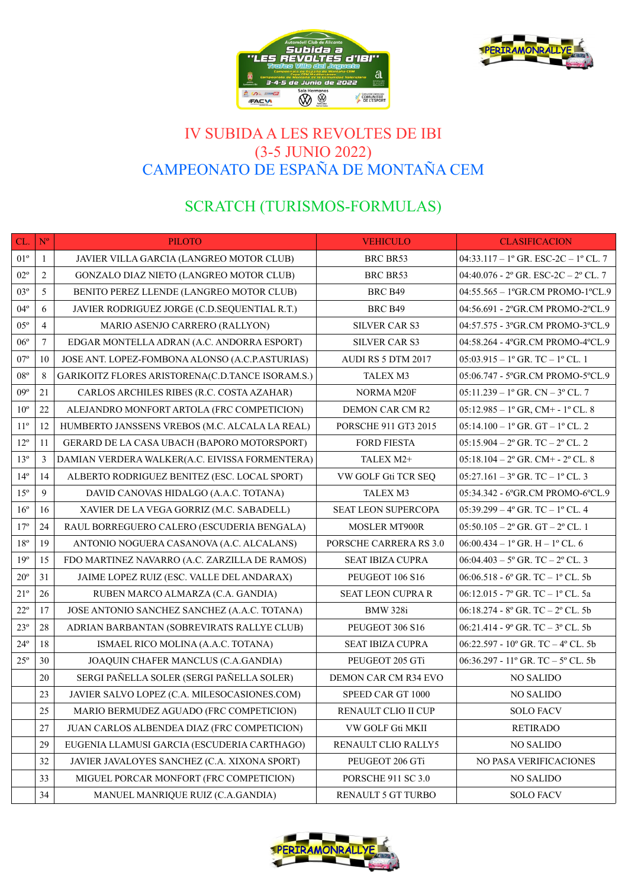# IV SUBIDA A LES REVOLTES DE IBI
## (3-5 JUNIO 2022)
## CAMPEONATO DE ESPAÑA DE MONTAÑA CEM

## SCRATCH (TURISMOS-FORMULAS)

| CL. | Nº | PILOTO | VEHICULO | CLASIFICACION |
|---|---|---|---|---|
| 01º | 1 | JAVIER VILLA GARCIA (LANGREO MOTOR CLUB) | BRC BR53 | 04:33.117 – 1º GR. ESC-2C – 1º CL. 7 |
| 02º | 2 | GONZALO DIAZ NIETO (LANGREO MOTOR CLUB) | BRC BR53 | 04:40.076 - 2º GR. ESC-2C – 2º CL. 7 |
| 03º | 5 | BENITO PEREZ LLENDE (LANGREO MOTOR CLUB) | BRC B49 | 04:55.565 – 1ºGR.CM PROMO-1ºCL.9 |
| 04º | 6 | JAVIER RODRIGUEZ JORGE (C.D.SEQUENTIAL R.T.) | BRC B49 | 04:56.691 - 2ºGR.CM PROMO-2ºCL.9 |
| 05º | 4 | MARIO ASENJO CARRERO (RALLYON) | SILVER CAR S3 | 04:57.575 - 3ºGR.CM PROMO-3ºCL.9 |
| 06º | 7 | EDGAR MONTELLA ADRAN (A.C. ANDORRA ESPORT) | SILVER CAR S3 | 04:58.264 - 4ºGR.CM PROMO-4ºCL.9 |
| 07º | 10 | JOSE ANT. LOPEZ-FOMBONA ALONSO (A.C.P.ASTURIAS) | AUDI RS 5 DTM 2017 | 05:03.915 – 1º GR. TC – 1º CL. 1 |
| 08º | 8 | GARIKOITZ FLORES ARISTORENA(C.D.TANCE ISORAM.S.) | TALEX M3 | 05:06.747 - 5ºGR.CM PROMO-5ºCL.9 |
| 09º | 21 | CARLOS ARCHILES RIBES (R.C. COSTA AZAHAR) | NORMA M20F | 05:11.239 – 1º GR. CN – 3º CL. 7 |
| 10º | 22 | ALEJANDRO MONFORT ARTOLA (FRC COMPETICION) | DEMON CAR CM R2 | 05:12.985 – 1º GR, CM+ - 1º CL. 8 |
| 11º | 12 | HUMBERTO JANSSENS VREBOS (M.C. ALCALA LA REAL) | PORSCHE 911 GT3 2015 | 05:14.100 – 1º GR. GT – 1º CL. 2 |
| 12º | 11 | GERARD DE LA CASA UBACH (BAPORO MOTORSPORT) | FORD FIESTA | 05:15.904 – 2º GR. TC – 2º CL. 2 |
| 13º | 3 | DAMIAN VERDERA WALKER(A.C. EIVISSA FORMENTERA) | TALEX M2+ | 05:18.104 – 2º GR. CM+ - 2º CL. 8 |
| 14º | 14 | ALBERTO RODRIGUEZ BENITEZ (ESC. LOCAL SPORT) | VW GOLF Gti TCR SEQ | 05:27.161 – 3º GR. TC – 1º CL. 3 |
| 15º | 9 | DAVID CANOVAS HIDALGO (A.A.C. TOTANA) | TALEX M3 | 05:34.342 - 6ºGR.CM PROMO-6ºCL.9 |
| 16º | 16 | XAVIER DE LA VEGA GORRIZ (M.C. SABADELL) | SEAT LEON SUPERCOPA | 05:39.299 – 4º GR. TC – 1º CL. 4 |
| 17º | 24 | RAUL BORREGUERO CALERO (ESCUDERIA BENGALA) | MOSLER MT900R | 05:50.105 – 2º GR. GT – 2º CL. 1 |
| 18º | 19 | ANTONIO NOGUERA CASANOVA (A.C. ALCALANS) | PORSCHE CARRERA RS 3.0 | 06:00.434 – 1º GR. H – 1º CL. 6 |
| 19º | 15 | FDO MARTINEZ NAVARRO (A.C. ZARZILLA DE RAMOS) | SEAT IBIZA CUPRA | 06:04.403 – 5º GR. TC – 2º CL. 3 |
| 20º | 31 | JAIME LOPEZ RUIZ (ESC. VALLE DEL ANDARAX) | PEUGEOT 106 S16 | 06:06.518 - 6º GR. TC – 1º CL. 5b |
| 21º | 26 | RUBEN MARCO ALMARZA (C.A. GANDIA) | SEAT LEON CUPRA R | 06:12.015 - 7º GR. TC – 1º CL. 5a |
| 22º | 17 | JOSE ANTONIO SANCHEZ SANCHEZ (A.A.C. TOTANA) | BMW 328i | 06:18.274 - 8º GR. TC – 2º CL. 5b |
| 23º | 28 | ADRIAN BARBANTAN (SOBREVIRATS RALLYE CLUB) | PEUGEOT 306 S16 | 06:21.414 - 9º GR. TC – 3º CL. 5b |
| 24º | 18 | ISMAEL RICO MOLINA (A.A.C. TOTANA) | SEAT IBIZA CUPRA | 06:22.597 - 10º GR. TC – 4º CL. 5b |
| 25º | 30 | JOAQUIN CHAFER MANCLUS (C.A.GANDIA) | PEUGEOT 205 GTi | 06:36.297 - 11º GR. TC – 5º CL. 5b |
| | 20 | SERGI PAÑELLA SOLER (SERGI PAÑELLA SOLER) | DEMON CAR CM R34 EVO | NO SALIDO |
| | 23 | JAVIER SALVO LOPEZ (C.A. MILESOCASIONES.COM) | SPEED CAR GT 1000 | NO SALIDO |
| | 25 | MARIO BERMUDEZ AGUADO (FRC COMPETICION) | RENAULT CLIO II CUP | SOLO FACV |
| | 27 | JUAN CARLOS ALBENDEA DIAZ (FRC COMPETICION) | VW GOLF Gti MKII | RETIRADO |
| | 29 | EUGENIA LLAMUSI GARCIA (ESCUDERIA CARTHAGO) | RENAULT CLIO RALLY5 | NO SALIDO |
| | 32 | JAVIER JAVALOYES SANCHEZ (C.A. XIXONA SPORT) | PEUGEOT 206 GTi | NO PASA VERIFICACIONES |
| | 33 | MIGUEL PORCAR MONFORT (FRC COMPETICION) | PORSCHE 911 SC 3.0 | NO SALIDO |
| | 34 | MANUEL MANRIQUE RUIZ (C.A.GANDIA) | RENAULT 5 GT TURBO | SOLO FACV |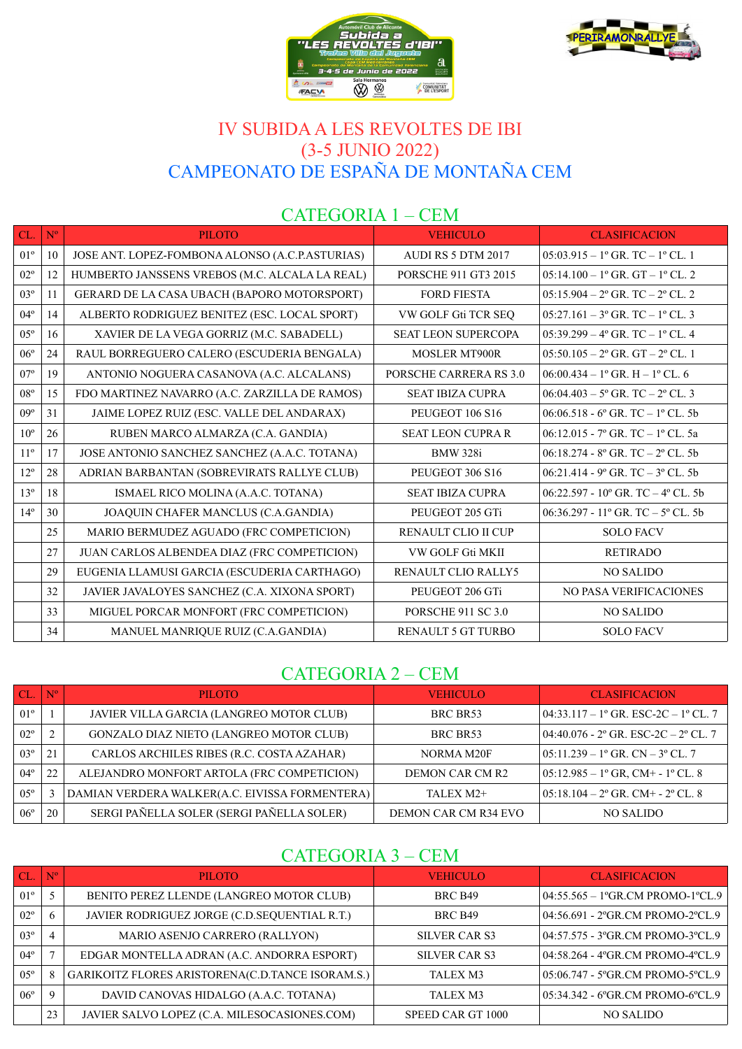# IV SUBIDA A LES REVOLTES DE IBI
# (3-5 JUNIO 2022)
# CAMPEONATO DE ESPAÑA DE MONTAÑA CEM

## CATEGORIA 1 – CEM

| CL. | Nº | PILOTO | VEHICULO | CLASIFICACION |
|---|---|---|---|---|
| 01º | 10 | JOSE ANT. LOPEZ-FOMBONA ALONSO (A.C.P.ASTURIAS) | AUDI RS 5 DTM 2017 | 05:03.915 – 1º GR. TC – 1º CL. 1 |
| 02º | 12 | HUMBERTO JANSSENS VREBOS (M.C. ALCALA LA REAL) | PORSCHE 911 GT3 2015 | 05:14.100 – 1º GR. GT – 1º CL. 2 |
| 03º | 11 | GERARD DE LA CASA UBACH (BAPORO MOTORSPORT) | FORD FIESTA | 05:15.904 – 2º GR. TC – 2º CL. 2 |
| 04º | 14 | ALBERTO RODRIGUEZ BENITEZ (ESC. LOCAL SPORT) | VW GOLF Gti TCR SEQ | 05:27.161 – 3º GR. TC – 1º CL. 3 |
| 05º | 16 | XAVIER DE LA VEGA GORRIZ (M.C. SABADELL) | SEAT LEON SUPERCOPA | 05:39.299 – 4º GR. TC – 1º CL. 4 |
| 06º | 24 | RAUL BORREGUERO CALERO (ESCUDERIA BENGALA) | MOSLER MT900R | 05:50.105 – 2º GR. GT – 2º CL. 1 |
| 07º | 19 | ANTONIO NOGUERA CASANOVA (A.C. ALCALANS) | PORSCHE CARRERA RS 3.0 | 06:00.434 – 1º GR. H – 1º CL. 6 |
| 08º | 15 | FDO MARTINEZ NAVARRO (A.C. ZARZILLA DE RAMOS) | SEAT IBIZA CUPRA | 06:04.403 – 5º GR. TC – 2º CL. 3 |
| 09º | 31 | JAIME LOPEZ RUIZ (ESC. VALLE DEL ANDARAX) | PEUGEOT 106 S16 | 06:06.518 - 6º GR. TC – 1º CL. 5b |
| 10º | 26 | RUBEN MARCO ALMARZA (C.A. GANDIA) | SEAT LEON CUPRA R | 06:12.015 - 7º GR. TC – 1º CL. 5a |
| 11º | 17 | JOSE ANTONIO SANCHEZ SANCHEZ (A.A.C. TOTANA) | BMW 328i | 06:18.274 - 8º GR. TC – 2º CL. 5b |
| 12º | 28 | ADRIAN BARBANTAN (SOBREVIRATS RALLYE CLUB) | PEUGEOT 306 S16 | 06:21.414 - 9º GR. TC – 3º CL. 5b |
| 13º | 18 | ISMAEL RICO MOLINA (A.A.C. TOTANA) | SEAT IBIZA CUPRA | 06:22.597 - 10º GR. TC – 4º CL. 5b |
| 14º | 30 | JOAQUIN CHAFER MANCLUS (C.A.GANDIA) | PEUGEOT 205 GTi | 06:36.297 - 11º GR. TC – 5º CL. 5b |
| | 25 | MARIO BERMUDEZ AGUADO (FRC COMPETICION) | RENAULT CLIO II CUP | SOLO FACV |
| | 27 | JUAN CARLOS ALBENDEA DIAZ (FRC COMPETICION) | VW GOLF Gti MKII | RETIRADO |
| | 29 | EUGENIA LLAMUSI GARCIA (ESCUDERIA CARTHAGO) | RENAULT CLIO RALLY5 | NO SALIDO |
| | 32 | JAVIER JAVALOYES SANCHEZ (C.A. XIXONA SPORT) | PEUGEOT 206 GTi | NO PASA VERIFICACIONES |
| | 33 | MIGUEL PORCAR MONFORT (FRC COMPETICION) | PORSCHE 911 SC 3.0 | NO SALIDO |
| | 34 | MANUEL MANRIQUE RUIZ (C.A.GANDIA) | RENAULT 5 GT TURBO | SOLO FACV |

## CATEGORIA 2 – CEM

| CL. | Nº | PILOTO | VEHICULO | CLASIFICACION |
|---|---|---|---|---|
| 01º | 1 | JAVIER VILLA GARCIA (LANGREO MOTOR CLUB) | BRC BR53 | 04:33.117 – 1º GR. ESC-2C – 1º CL. 7 |
| 02º | 2 | GONZALO DIAZ NIETO (LANGREO MOTOR CLUB) | BRC BR53 | 04:40.076 - 2º GR. ESC-2C – 2º CL. 7 |
| 03º | 21 | CARLOS ARCHILES RIBES (R.C. COSTA AZAHAR) | NORMA M20F | 05:11.239 – 1º GR. CN – 3º CL. 7 |
| 04º | 22 | ALEJANDRO MONFORT ARTOLA (FRC COMPETICION) | DEMON CAR CM R2 | 05:12.985 – 1º GR, CM+ - 1º CL. 8 |
| 05º | 3 | DAMIAN VERDERA WALKER(A.C. EIVISSA FORMENTERA) | TALEX M2+ | 05:18.104 – 2º GR. CM+ - 2º CL. 8 |
| 06º | 20 | SERGI PAÑELLA SOLER (SERGI PAÑELLA SOLER) | DEMON CAR CM R34 EVO | NO SALIDO |

## CATEGORIA 3 – CEM

| CL. | Nº | PILOTO | VEHICULO | CLASIFICACION |
|---|---|---|---|---|
| 01º | 5 | BENITO PEREZ LLENDE (LANGREO MOTOR CLUB) | BRC B49 | 04:55.565 – 1ºGR.CM PROMO-1ºCL.9 |
| 02º | 6 | JAVIER RODRIGUEZ JORGE (C.D.SEQUENTIAL R.T.) | BRC B49 | 04:56.691 - 2ºGR.CM PROMO-2ºCL.9 |
| 03º | 4 | MARIO ASENJO CARRERO (RALLYON) | SILVER CAR S3 | 04:57.575 - 3ºGR.CM PROMO-3ºCL.9 |
| 04º | 7 | EDGAR MONTELLA ADRAN (A.C. ANDORRA ESPORT) | SILVER CAR S3 | 04:58.264 - 4ºGR.CM PROMO-4ºCL.9 |
| 05º | 8 | GARIKOITZ FLORES ARISTORENA(C.D.TANCE ISORAM.S.) | TALEX M3 | 05:06.747 - 5ºGR.CM PROMO-5ºCL.9 |
| 06º | 9 | DAVID CANOVAS HIDALGO (A.A.C. TOTANA) | TALEX M3 | 05:34.342 - 6ºGR.CM PROMO-6ºCL.9 |
| | 23 | JAVIER SALVO LOPEZ (C.A. MILESOCASIONES.COM) | SPEED CAR GT 1000 | NO SALIDO |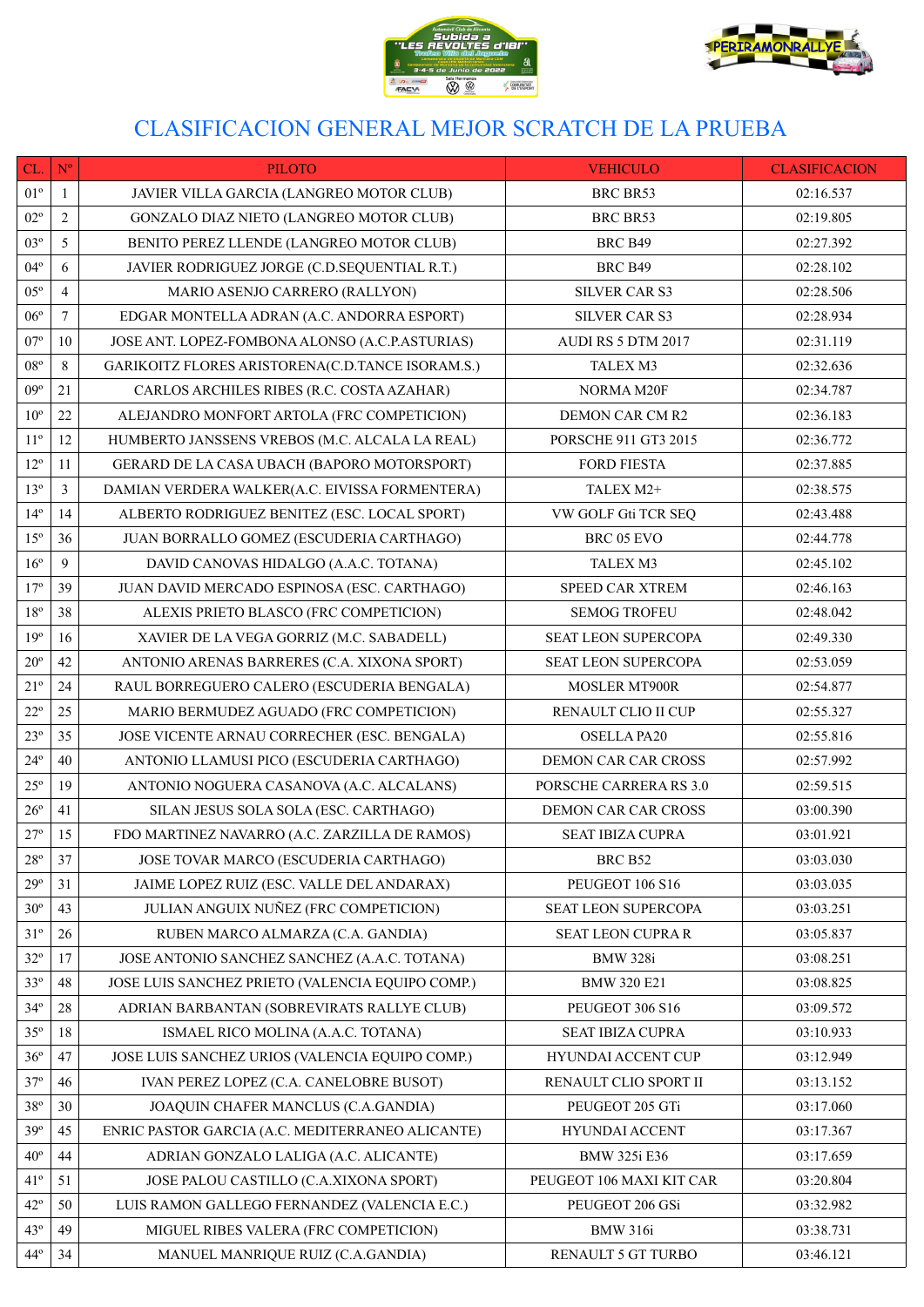# CLASIFICACION GENERAL MEJOR SCRATCH DE LA PRUEBA

| CL. | Nº | PILOTO | VEHICULO | CLASIFICACION |
|---|---|---|---|---|
| 01º | 1 | JAVIER VILLA GARCIA (LANGREO MOTOR CLUB) | BRC BR53 | 02:16.537 |
| 02º | 2 | GONZALO DIAZ NIETO (LANGREO MOTOR CLUB) | BRC BR53 | 02:19.805 |
| 03º | 5 | BENITO PEREZ LLENDE (LANGREO MOTOR CLUB) | BRC B49 | 02:27.392 |
| 04º | 6 | JAVIER RODRIGUEZ JORGE (C.D.SEQUENTIAL R.T.) | BRC B49 | 02:28.102 |
| 05º | 4 | MARIO ASENJO CARRERO (RALLYON) | SILVER CAR S3 | 02:28.506 |
| 06º | 7 | EDGAR MONTELLA ADRAN (A.C. ANDORRA ESPORT) | SILVER CAR S3 | 02:28.934 |
| 07º | 10 | JOSE ANT. LOPEZ-FOMBONA ALONSO (A.C.P.ASTURIAS) | AUDI RS 5 DTM 2017 | 02:31.119 |
| 08º | 8 | GARIKOITZ FLORES ARISTORENA(C.D.TANCE ISORAM.S.) | TALEX M3 | 02:32.636 |
| 09º | 21 | CARLOS ARCHILES RIBES (R.C. COSTA AZAHAR) | NORMA M20F | 02:34.787 |
| 10º | 22 | ALEJANDRO MONFORT ARTOLA (FRC COMPETICION) | DEMON CAR CM R2 | 02:36.183 |
| 11º | 12 | HUMBERTO JANSSENS VREBOS (M.C. ALCALA LA REAL) | PORSCHE 911 GT3 2015 | 02:36.772 |
| 12º | 11 | GERARD DE LA CASA UBACH (BAPORO MOTORSPORT) | FORD FIESTA | 02:37.885 |
| 13º | 3 | DAMIAN VERDERA WALKER(A.C. EIVISSA FORMENTERA) | TALEX M2+ | 02:38.575 |
| 14º | 14 | ALBERTO RODRIGUEZ BENITEZ (ESC. LOCAL SPORT) | VW GOLF Gti TCR SEQ | 02:43.488 |
| 15º | 36 | JUAN BORRALLO GOMEZ (ESCUDERIA CARTHAGO) | BRC 05 EVO | 02:44.778 |
| 16º | 9 | DAVID CANOVAS HIDALGO (A.A.C. TOTANA) | TALEX M3 | 02:45.102 |
| 17º | 39 | JUAN DAVID MERCADO ESPINOSA (ESC. CARTHAGO) | SPEED CAR XTREM | 02:46.163 |
| 18º | 38 | ALEXIS PRIETO BLASCO (FRC COMPETICION) | SEMOG TROFEU | 02:48.042 |
| 19º | 16 | XAVIER DE LA VEGA GORRIZ (M.C. SABADELL) | SEAT LEON SUPERCOPA | 02:49.330 |
| 20º | 42 | ANTONIO ARENAS BARRERES (C.A. XIXONA SPORT) | SEAT LEON SUPERCOPA | 02:53.059 |
| 21º | 24 | RAUL BORREGUERO CALERO (ESCUDERIA BENGALA) | MOSLER MT900R | 02:54.877 |
| 22º | 25 | MARIO BERMUDEZ AGUADO (FRC COMPETICION) | RENAULT CLIO II CUP | 02:55.327 |
| 23º | 35 | JOSE VICENTE ARNAU CORRECHER (ESC. BENGALA) | OSELLA PA20 | 02:55.816 |
| 24º | 40 | ANTONIO LLAMUSI PICO (ESCUDERIA CARTHAGO) | DEMON CAR CAR CROSS | 02:57.992 |
| 25º | 19 | ANTONIO NOGUERA CASANOVA (A.C. ALCALANS) | PORSCHE CARRERA RS 3.0 | 02:59.515 |
| 26º | 41 | SILAN JESUS SOLA SOLA (ESC. CARTHAGO) | DEMON CAR CAR CROSS | 03:00.390 |
| 27º | 15 | FDO MARTINEZ NAVARRO (A.C. ZARZILLA DE RAMOS) | SEAT IBIZA CUPRA | 03:01.921 |
| 28º | 37 | JOSE TOVAR MARCO (ESCUDERIA CARTHAGO) | BRC B52 | 03:03.030 |
| 29º | 31 | JAIME LOPEZ RUIZ (ESC. VALLE DEL ANDARAX) | PEUGEOT 106 S16 | 03:03.035 |
| 30º | 43 | JULIAN ANGUIX NUÑEZ (FRC COMPETICION) | SEAT LEON SUPERCOPA | 03:03.251 |
| 31º | 26 | RUBEN MARCO ALMARZA (C.A. GANDIA) | SEAT LEON CUPRA R | 03:05.837 |
| 32º | 17 | JOSE ANTONIO SANCHEZ SANCHEZ (A.A.C. TOTANA) | BMW 328i | 03:08.251 |
| 33º | 48 | JOSE LUIS SANCHEZ PRIETO (VALENCIA EQUIPO COMP.) | BMW 320 E21 | 03:08.825 |
| 34º | 28 | ADRIAN BARBANTAN (SOBREVIRATS RALLYE CLUB) | PEUGEOT 306 S16 | 03:09.572 |
| 35º | 18 | ISMAEL RICO MOLINA (A.A.C. TOTANA) | SEAT IBIZA CUPRA | 03:10.933 |
| 36º | 47 | JOSE LUIS SANCHEZ URIOS (VALENCIA EQUIPO COMP.) | HYUNDAI ACCENT CUP | 03:12.949 |
| 37º | 46 | IVAN PEREZ LOPEZ (C.A. CANELOBRE BUSOT) | RENAULT CLIO SPORT II | 03:13.152 |
| 38º | 30 | JOAQUIN CHAFER MANCLUS (C.A.GANDIA) | PEUGEOT 205 GTi | 03:17.060 |
| 39º | 45 | ENRIC PASTOR GARCIA (A.C. MEDITERRANEO ALICANTE) | HYUNDAI ACCENT | 03:17.367 |
| 40º | 44 | ADRIAN GONZALO LALIGA (A.C. ALICANTE) | BMW 325i E36 | 03:17.659 |
| 41º | 51 | JOSE PALOU CASTILLO (C.A.XIXONA SPORT) | PEUGEOT 106 MAXI KIT CAR | 03:20.804 |
| 42º | 50 | LUIS RAMON GALLEGO FERNANDEZ (VALENCIA E.C.) | PEUGEOT 206 GSi | 03:32.982 |
| 43º | 49 | MIGUEL RIBES VALERA (FRC COMPETICION) | BMW 316i | 03:38.731 |
| 44º | 34 | MANUEL MANRIQUE RUIZ (C.A.GANDIA) | RENAULT 5 GT TURBO | 03:46.121 |